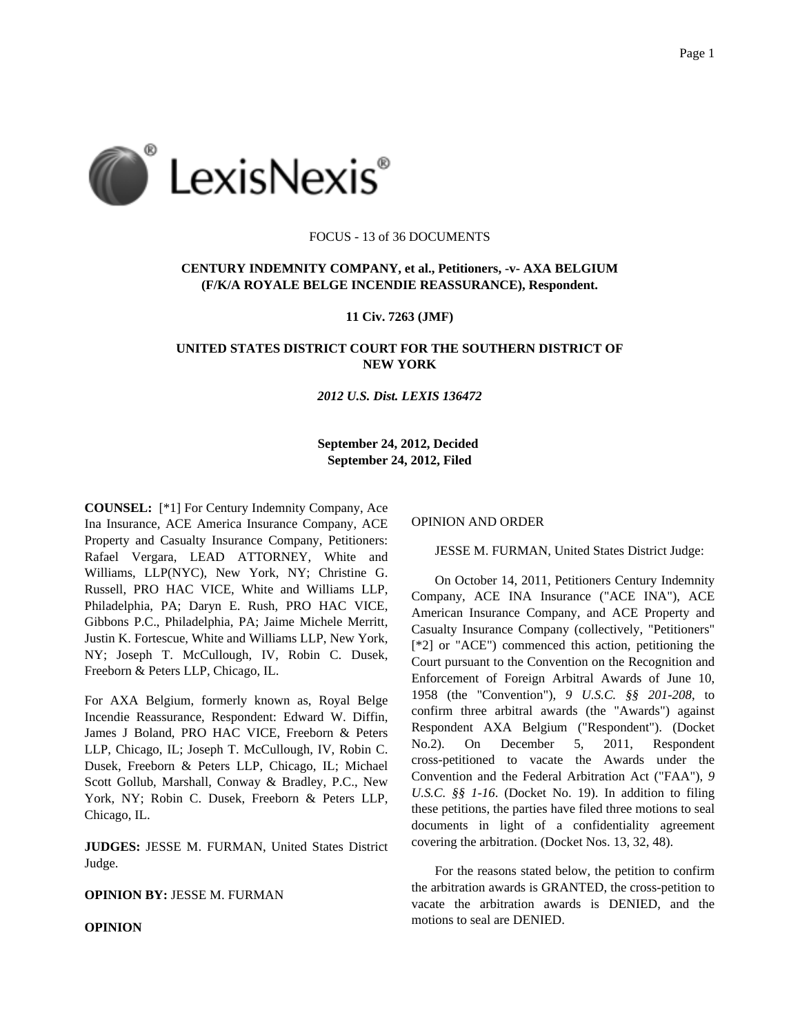FOCUS - 13 of 36 DOCUMENTS

**CENTURY INDEMNITY COMPANY, et al., Petitioners, -v- AXA BELGIUM (F/K/A ROYALE BELGE INCENDIE REASSURANCE), Respondent.**

**11 Civ. 7263 (JMF)**

**UNITED STATES DISTRICT COURT FOR THE SOUTHERN DISTRICT OF NEW YORK**

***2012 U.S. Dist. LEXIS 136472***

**September 24, 2012, Decided**
**September 24, 2012, Filed**

**COUNSEL:** [*1] For Century Indemnity Company, Ace Ina Insurance, ACE America Insurance Company, ACE Property and Casualty Insurance Company, Petitioners: Rafael Vergara, LEAD ATTORNEY, White and Williams, LLP(NYC), New York, NY; Christine G. Russell, PRO HAC VICE, White and Williams LLP, Philadelphia, PA; Daryn E. Rush, PRO HAC VICE, Gibbons P.C., Philadelphia, PA; Jaime Michele Merritt, Justin K. Fortescue, White and Williams LLP, New York, NY; Joseph T. McCullough, IV, Robin C. Dusek, Freeborn & Peters LLP, Chicago, IL.

For AXA Belgium, formerly known as, Royal Belge Incendie Reassurance, Respondent: Edward W. Diffin, James J Boland, PRO HAC VICE, Freeborn & Peters LLP, Chicago, IL; Joseph T. McCullough, IV, Robin C. Dusek, Freeborn & Peters LLP, Chicago, IL; Michael Scott Gollub, Marshall, Conway & Bradley, P.C., New York, NY; Robin C. Dusek, Freeborn & Peters LLP, Chicago, IL.

**JUDGES:** JESSE M. FURMAN, United States District Judge.

**OPINION BY:** JESSE M. FURMAN

**OPINION**

OPINION AND ORDER

JESSE M. FURMAN, United States District Judge:

On October 14, 2011, Petitioners Century Indemnity Company, ACE INA Insurance ("ACE INA"), ACE American Insurance Company, and ACE Property and Casualty Insurance Company (collectively, "Petitioners" [*2] or "ACE") commenced this action, petitioning the Court pursuant to the Convention on the Recognition and Enforcement of Foreign Arbitral Awards of June 10, 1958 (the "Convention"), *9 U.S.C. §§ 201-208*, to confirm three arbitral awards (the "Awards") against Respondent AXA Belgium ("Respondent"). (Docket No.2). On December 5, 2011, Respondent cross-petitioned to vacate the Awards under the Convention and the Federal Arbitration Act ("FAA"), *9 U.S.C. §§ 1-16*. (Docket No. 19). In addition to filing these petitions, the parties have filed three motions to seal documents in light of a confidentiality agreement covering the arbitration. (Docket Nos. 13, 32, 48).

For the reasons stated below, the petition to confirm the arbitration awards is GRANTED, the cross-petition to vacate the arbitration awards is DENIED, and the motions to seal are DENIED.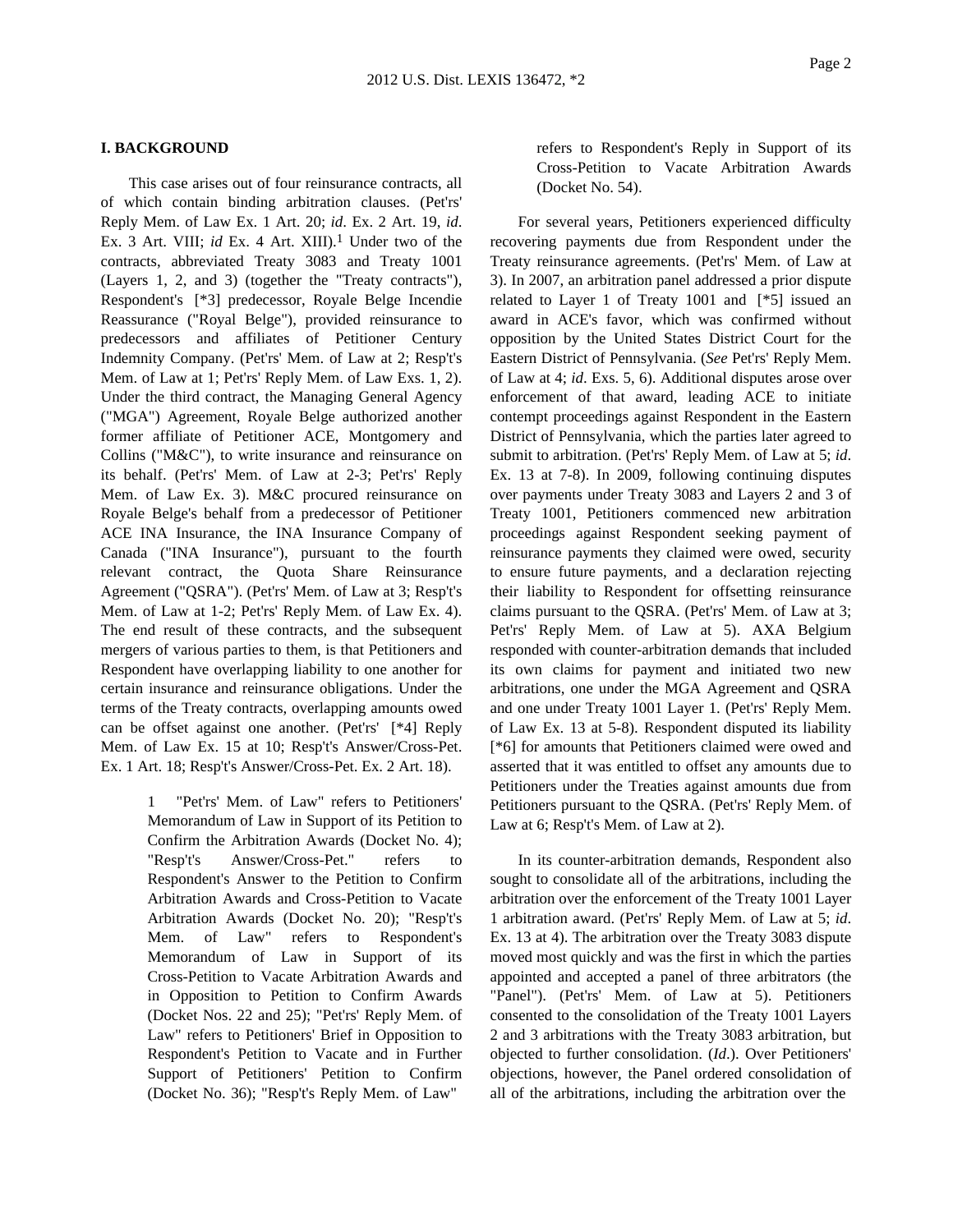## I. BACKGROUND

This case arises out of four reinsurance contracts, all of which contain binding arbitration clauses. (Pet'rs' Reply Mem. of Law Ex. 1 Art. 20; *id*. Ex. 2 Art. 19, *id*. Ex. 3 Art. VIII; *id* Ex. 4 Art. XIII).[1] Under two of the contracts, abbreviated Treaty 3083 and Treaty 1001 (Layers 1, 2, and 3) (together the "Treaty contracts"), Respondent's [*3] predecessor, Royale Belge Incendie Reassurance ("Royal Belge"), provided reinsurance to predecessors and affiliates of Petitioner Century Indemnity Company. (Pet'rs' Mem. of Law at 2; Resp't's Mem. of Law at 1; Pet'rs' Reply Mem. of Law Exs. 1, 2). Under the third contract, the Managing General Agency ("MGA") Agreement, Royale Belge authorized another former affiliate of Petitioner ACE, Montgomery and Collins ("M&C"), to write insurance and reinsurance on its behalf. (Pet'rs' Mem. of Law at 2-3; Pet'rs' Reply Mem. of Law Ex. 3). M&C procured reinsurance on Royale Belge's behalf from a predecessor of Petitioner ACE INA Insurance, the INA Insurance Company of Canada ("INA Insurance"), pursuant to the fourth relevant contract, the Quota Share Reinsurance Agreement ("QSRA"). (Pet'rs' Mem. of Law at 3; Resp't's Mem. of Law at 1-2; Pet'rs' Reply Mem. of Law Ex. 4). The end result of these contracts, and the subsequent mergers of various parties to them, is that Petitioners and Respondent have overlapping liability to one another for certain insurance and reinsurance obligations. Under the terms of the Treaty contracts, overlapping amounts owed can be offset against one another. (Pet'rs' [*4] Reply Mem. of Law Ex. 15 at 10; Resp't's Answer/Cross-Pet. Ex. 1 Art. 18; Resp't's Answer/Cross-Pet. Ex. 2 Art. 18).

> 1 "Pet'rs' Mem. of Law" refers to Petitioners' Memorandum of Law in Support of its Petition to Confirm the Arbitration Awards (Docket No. 4); "Resp't's Answer/Cross-Pet." refers to Respondent's Answer to the Petition to Confirm Arbitration Awards and Cross-Petition to Vacate Arbitration Awards (Docket No. 20); "Resp't's Mem. of Law" refers to Respondent's Memorandum of Law in Support of its Cross-Petition to Vacate Arbitration Awards and in Opposition to Petition to Confirm Awards (Docket Nos. 22 and 25); "Pet'rs' Reply Mem. of Law" refers to Petitioners' Brief in Opposition to Respondent's Petition to Vacate and in Further Support of Petitioners' Petition to Confirm (Docket No. 36); "Resp't's Reply Mem. of Law" refers to Respondent's Reply in Support of its Cross-Petition to Vacate Arbitration Awards (Docket No. 54).

For several years, Petitioners experienced difficulty recovering payments due from Respondent under the Treaty reinsurance agreements. (Pet'rs' Mem. of Law at 3). In 2007, an arbitration panel addressed a prior dispute related to Layer 1 of Treaty 1001 and [*5] issued an award in ACE's favor, which was confirmed without opposition by the United States District Court for the Eastern District of Pennsylvania. (*See* Pet'rs' Reply Mem. of Law at 4; *id*. Exs. 5, 6). Additional disputes arose over enforcement of that award, leading ACE to initiate contempt proceedings against Respondent in the Eastern District of Pennsylvania, which the parties later agreed to submit to arbitration. (Pet'rs' Reply Mem. of Law at 5; *id*. Ex. 13 at 7-8). In 2009, following continuing disputes over payments under Treaty 3083 and Layers 2 and 3 of Treaty 1001, Petitioners commenced new arbitration proceedings against Respondent seeking payment of reinsurance payments they claimed were owed, security to ensure future payments, and a declaration rejecting their liability to Respondent for offsetting reinsurance claims pursuant to the QSRA. (Pet'rs' Mem. of Law at 3; Pet'rs' Reply Mem. of Law at 5). AXA Belgium responded with counter-arbitration demands that included its own claims for payment and initiated two new arbitrations, one under the MGA Agreement and QSRA and one under Treaty 1001 Layer 1. (Pet'rs' Reply Mem. of Law Ex. 13 at 5-8). Respondent disputed its liability [*6] for amounts that Petitioners claimed were owed and asserted that it was entitled to offset any amounts due to Petitioners under the Treaties against amounts due from Petitioners pursuant to the QSRA. (Pet'rs' Reply Mem. of Law at 6; Resp't's Mem. of Law at 2).

In its counter-arbitration demands, Respondent also sought to consolidate all of the arbitrations, including the arbitration over the enforcement of the Treaty 1001 Layer 1 arbitration award. (Pet'rs' Reply Mem. of Law at 5; *id*. Ex. 13 at 4). The arbitration over the Treaty 3083 dispute moved most quickly and was the first in which the parties appointed and accepted a panel of three arbitrators (the "Panel"). (Pet'rs' Mem. of Law at 5). Petitioners consented to the consolidation of the Treaty 1001 Layers 2 and 3 arbitrations with the Treaty 3083 arbitration, but objected to further consolidation. (*Id*.). Over Petitioners' objections, however, the Panel ordered consolidation of all of the arbitrations, including the arbitration over the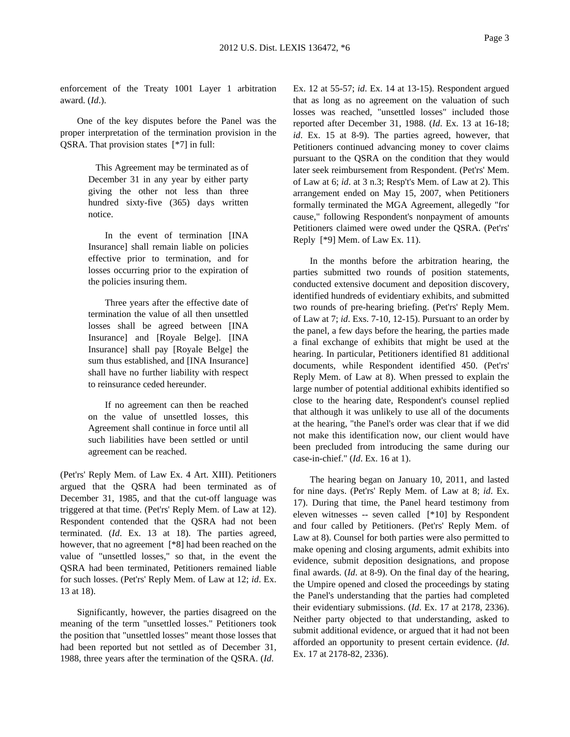enforcement of the Treaty 1001 Layer 1 arbitration award. (*Id*.).

One of the key disputes before the Panel was the proper interpretation of the termination provision in the QSRA. That provision states [*7] in full:

> This Agreement may be terminated as of December 31 in any year by either party giving the other not less than three hundred sixty-five (365) days written notice.
>
> In the event of termination [INA Insurance] shall remain liable on policies effective prior to termination, and for losses occurring prior to the expiration of the policies insuring them.
>
> Three years after the effective date of termination the value of all then unsettled losses shall be agreed between [INA Insurance] and [Royale Belge]. [INA Insurance] shall pay [Royale Belge] the sum thus established, and [INA Insurance] shall have no further liability with respect to reinsurance ceded hereunder.
>
> If no agreement can then be reached on the value of unsettled losses, this Agreement shall continue in force until all such liabilities have been settled or until agreement can be reached.

(Pet'rs' Reply Mem. of Law Ex. 4 Art. XIII). Petitioners argued that the QSRA had been terminated as of December 31, 1985, and that the cut-off language was triggered at that time. (Pet'rs' Reply Mem. of Law at 12). Respondent contended that the QSRA had not been terminated. (*Id*. Ex. 13 at 18). The parties agreed, however, that no agreement [*8] had been reached on the value of "unsettled losses," so that, in the event the QSRA had been terminated, Petitioners remained liable for such losses. (Pet'rs' Reply Mem. of Law at 12; *id*. Ex. 13 at 18).

Significantly, however, the parties disagreed on the meaning of the term "unsettled losses." Petitioners took the position that "unsettled losses" meant those losses that had been reported but not settled as of December 31, 1988, three years after the termination of the QSRA. (*Id*. Ex. 12 at 55-57; *id*. Ex. 14 at 13-15). Respondent argued that as long as no agreement on the valuation of such losses was reached, "unsettled losses" included those reported after December 31, 1988. (*Id*. Ex. 13 at 16-18; *id*. Ex. 15 at 8-9). The parties agreed, however, that Petitioners continued advancing money to cover claims pursuant to the QSRA on the condition that they would later seek reimbursement from Respondent. (Pet'rs' Mem. of Law at 6; *id*. at 3 n.3; Resp't's Mem. of Law at 2). This arrangement ended on May 15, 2007, when Petitioners formally terminated the MGA Agreement, allegedly "for cause," following Respondent's nonpayment of amounts Petitioners claimed were owed under the QSRA. (Pet'rs' Reply [*9] Mem. of Law Ex. 11).

In the months before the arbitration hearing, the parties submitted two rounds of position statements, conducted extensive document and deposition discovery, identified hundreds of evidentiary exhibits, and submitted two rounds of pre-hearing briefing. (Pet'rs' Reply Mem. of Law at 7; *id*. Exs. 7-10, 12-15). Pursuant to an order by the panel, a few days before the hearing, the parties made a final exchange of exhibits that might be used at the hearing. In particular, Petitioners identified 81 additional documents, while Respondent identified 450. (Pet'rs' Reply Mem. of Law at 8). When pressed to explain the large number of potential additional exhibits identified so close to the hearing date, Respondent's counsel replied that although it was unlikely to use all of the documents at the hearing, "the Panel's order was clear that if we did not make this identification now, our client would have been precluded from introducing the same during our case-in-chief." (*Id*. Ex. 16 at 1).

The hearing began on January 10, 2011, and lasted for nine days. (Pet'rs' Reply Mem. of Law at 8; *id*. Ex. 17). During that time, the Panel heard testimony from eleven witnesses -- seven called [*10] by Respondent and four called by Petitioners. (Pet'rs' Reply Mem. of Law at 8). Counsel for both parties were also permitted to make opening and closing arguments, admit exhibits into evidence, submit deposition designations, and propose final awards. (*Id*. at 8-9). On the final day of the hearing, the Umpire opened and closed the proceedings by stating the Panel's understanding that the parties had completed their evidentiary submissions. (*Id*. Ex. 17 at 2178, 2336). Neither party objected to that understanding, asked to submit additional evidence, or argued that it had not been afforded an opportunity to present certain evidence. (*Id*. Ex. 17 at 2178-82, 2336).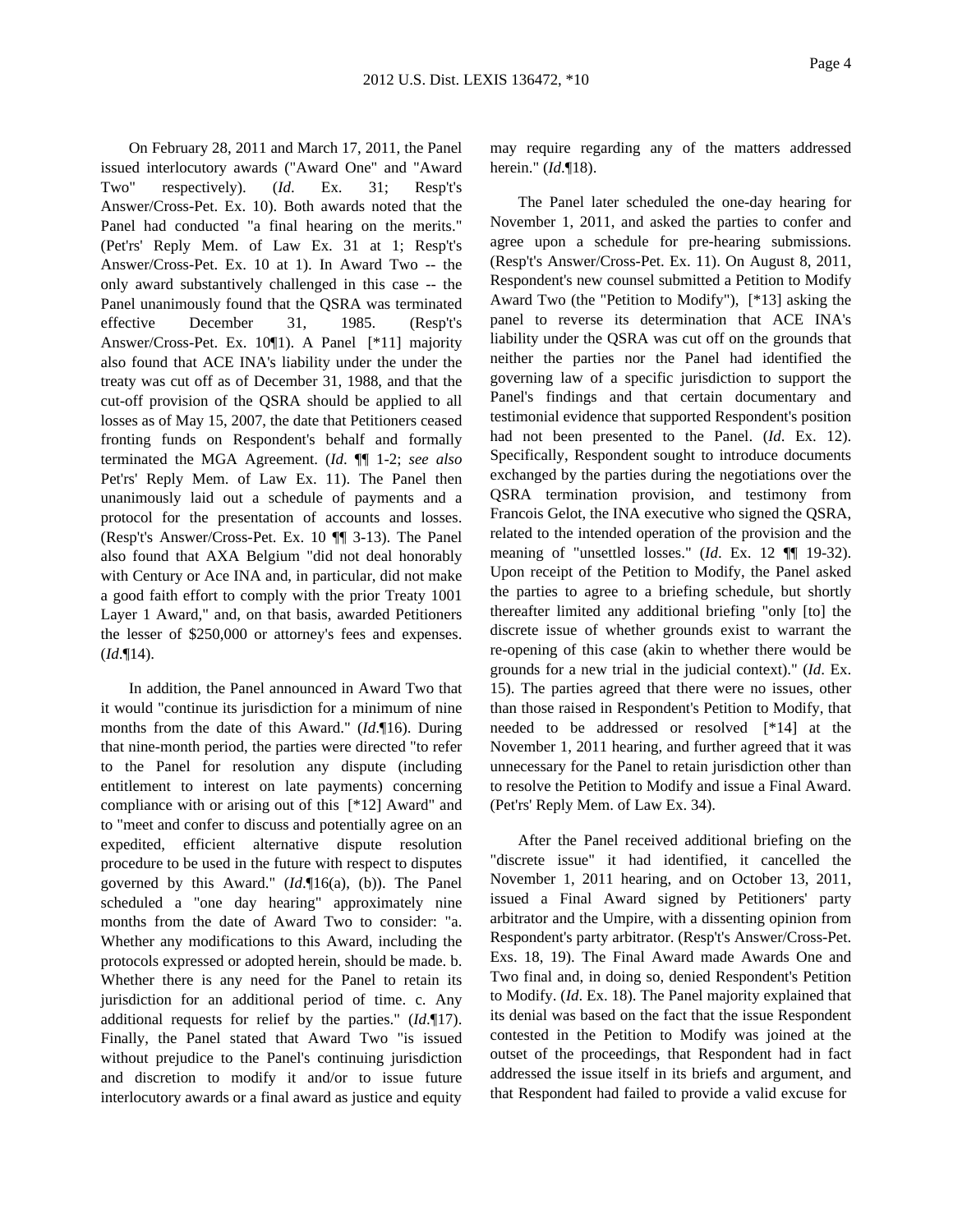On February 28, 2011 and March 17, 2011, the Panel issued interlocutory awards ("Award One" and "Award Two" respectively). (*Id.* Ex. 31; Resp't's Answer/Cross-Pet. Ex. 10). Both awards noted that the Panel had conducted "a final hearing on the merits." (Pet'rs' Reply Mem. of Law Ex. 31 at 1; Resp't's Answer/Cross-Pet. Ex. 10 at 1). In Award Two -- the only award substantively challenged in this case -- the Panel unanimously found that the QSRA was terminated effective December 31, 1985. (Resp't's Answer/Cross-Pet. Ex. 10¶1). A Panel [*11] majority also found that ACE INA's liability under the under the treaty was cut off as of December 31, 1988, and that the cut-off provision of the QSRA should be applied to all losses as of May 15, 2007, the date that Petitioners ceased fronting funds on Respondent's behalf and formally terminated the MGA Agreement. (*Id.* ¶¶ 1-2; *see also* Pet'rs' Reply Mem. of Law Ex. 11). The Panel then unanimously laid out a schedule of payments and a protocol for the presentation of accounts and losses. (Resp't's Answer/Cross-Pet. Ex. 10 ¶¶ 3-13). The Panel also found that AXA Belgium "did not deal honorably with Century or Ace INA and, in particular, did not make a good faith effort to comply with the prior Treaty 1001 Layer 1 Award," and, on that basis, awarded Petitioners the lesser of $250,000 or attorney's fees and expenses. (*Id.*¶14).

In addition, the Panel announced in Award Two that it would "continue its jurisdiction for a minimum of nine months from the date of this Award." (*Id.*¶16). During that nine-month period, the parties were directed "to refer to the Panel for resolution any dispute (including entitlement to interest on late payments) concerning compliance with or arising out of this [*12] Award" and to "meet and confer to discuss and potentially agree on an expedited, efficient alternative dispute resolution procedure to be used in the future with respect to disputes governed by this Award." (*Id.*¶16(a), (b)). The Panel scheduled a "one day hearing" approximately nine months from the date of Award Two to consider: "a. Whether any modifications to this Award, including the protocols expressed or adopted herein, should be made. b. Whether there is any need for the Panel to retain its jurisdiction for an additional period of time. c. Any additional requests for relief by the parties." (*Id.*¶17). Finally, the Panel stated that Award Two "is issued without prejudice to the Panel's continuing jurisdiction and discretion to modify it and/or to issue future interlocutory awards or a final award as justice and equity may require regarding any of the matters addressed herein." (*Id.*¶18).

The Panel later scheduled the one-day hearing for November 1, 2011, and asked the parties to confer and agree upon a schedule for pre-hearing submissions. (Resp't's Answer/Cross-Pet. Ex. 11). On August 8, 2011, Respondent's new counsel submitted a Petition to Modify Award Two (the "Petition to Modify"), [*13] asking the panel to reverse its determination that ACE INA's liability under the QSRA was cut off on the grounds that neither the parties nor the Panel had identified the governing law of a specific jurisdiction to support the Panel's findings and that certain documentary and testimonial evidence that supported Respondent's position had not been presented to the Panel. (*Id.* Ex. 12). Specifically, Respondent sought to introduce documents exchanged by the parties during the negotiations over the QSRA termination provision, and testimony from Francois Gelot, the INA executive who signed the QSRA, related to the intended operation of the provision and the meaning of "unsettled losses." (*Id.* Ex. 12 ¶¶ 19-32). Upon receipt of the Petition to Modify, the Panel asked the parties to agree to a briefing schedule, but shortly thereafter limited any additional briefing "only [to] the discrete issue of whether grounds exist to warrant the re-opening of this case (akin to whether there would be grounds for a new trial in the judicial context)." (*Id.* Ex. 15). The parties agreed that there were no issues, other than those raised in Respondent's Petition to Modify, that needed to be addressed or resolved [*14] at the November 1, 2011 hearing, and further agreed that it was unnecessary for the Panel to retain jurisdiction other than to resolve the Petition to Modify and issue a Final Award. (Pet'rs' Reply Mem. of Law Ex. 34).

After the Panel received additional briefing on the "discrete issue" it had identified, it cancelled the November 1, 2011 hearing, and on October 13, 2011, issued a Final Award signed by Petitioners' party arbitrator and the Umpire, with a dissenting opinion from Respondent's party arbitrator. (Resp't's Answer/Cross-Pet. Exs. 18, 19). The Final Award made Awards One and Two final and, in doing so, denied Respondent's Petition to Modify. (*Id.* Ex. 18). The Panel majority explained that its denial was based on the fact that the issue Respondent contested in the Petition to Modify was joined at the outset of the proceedings, that Respondent had in fact addressed the issue itself in its briefs and argument, and that Respondent had failed to provide a valid excuse for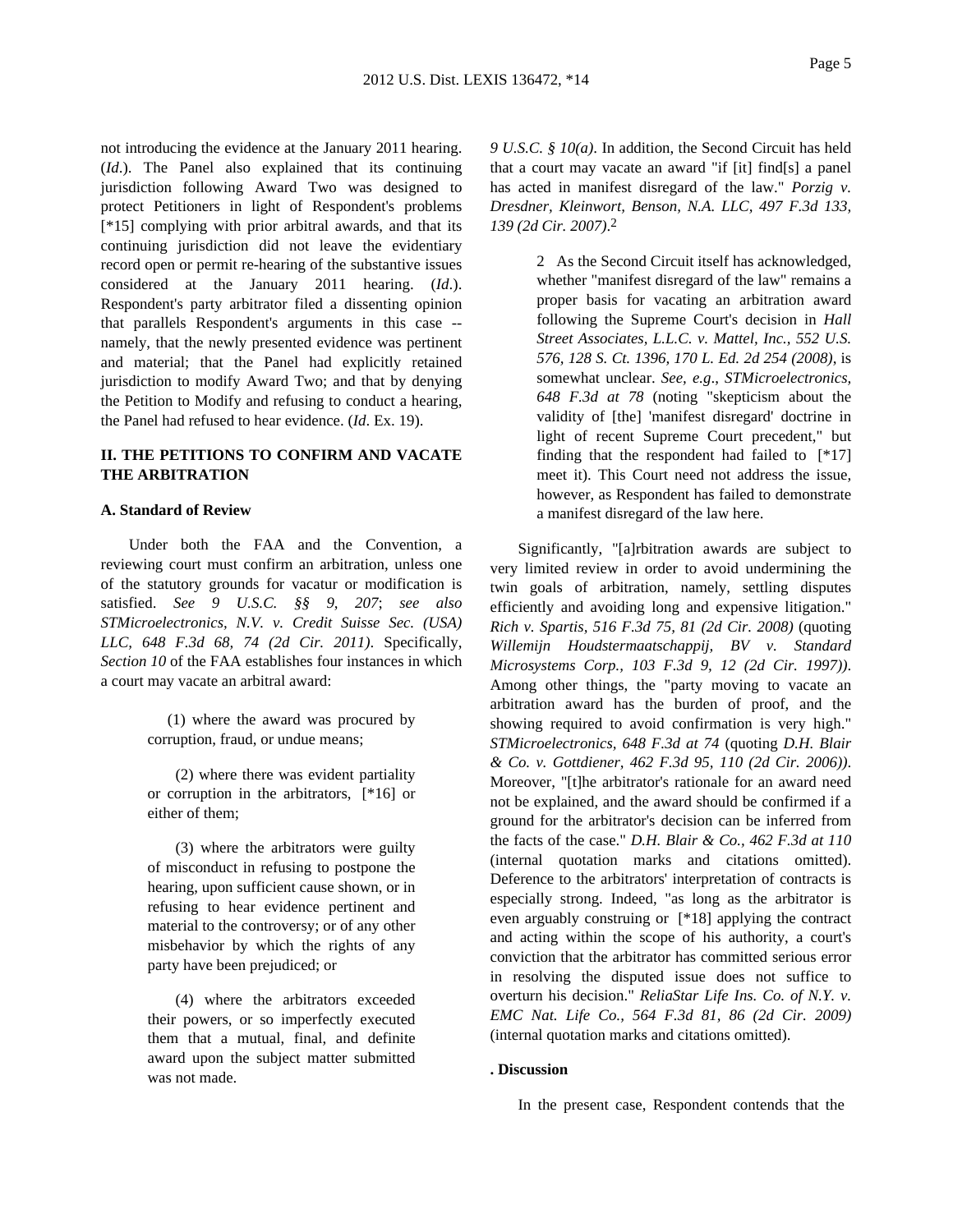not introducing the evidence at the January 2011 hearing. (*Id*.). The Panel also explained that its continuing jurisdiction following Award Two was designed to protect Petitioners in light of Respondent's problems [*15] complying with prior arbitral awards, and that its continuing jurisdiction did not leave the evidentiary record open or permit re-hearing of the substantive issues considered at the January 2011 hearing. (*Id*.). Respondent's party arbitrator filed a dissenting opinion that parallels Respondent's arguments in this case -- namely, that the newly presented evidence was pertinent and material; that the Panel had explicitly retained jurisdiction to modify Award Two; and that by denying the Petition to Modify and refusing to conduct a hearing, the Panel had refused to hear evidence. (*Id*. Ex. 19).

## II. THE PETITIONS TO CONFIRM AND VACATE THE ARBITRATION

### A. Standard of Review

Under both the FAA and the Convention, a reviewing court must confirm an arbitration, unless one of the statutory grounds for vacatur or modification is satisfied. *See 9 U.S.C. §§ 9, 207*; *see also STMicroelectronics, N.V. v. Credit Suisse Sec. (USA) LLC, 648 F.3d 68, 74 (2d Cir. 2011)*. Specifically, *Section 10* of the FAA establishes four instances in which a court may vacate an arbitral award:

> (1) where the award was procured by corruption, fraud, or undue means;
>
> (2) where there was evident partiality or corruption in the arbitrators, [*16] or either of them;
>
> (3) where the arbitrators were guilty of misconduct in refusing to postpone the hearing, upon sufficient cause shown, or in refusing to hear evidence pertinent and material to the controversy; or of any other misbehavior by which the rights of any party have been prejudiced; or
>
> (4) where the arbitrators exceeded their powers, or so imperfectly executed them that a mutual, final, and definite award upon the subject matter submitted was not made.

*9 U.S.C. § 10(a)*. In addition, the Second Circuit has held that a court may vacate an award "if [it] find[s] a panel has acted in manifest disregard of the law." *Porzig v. Dresdner, Kleinwort, Benson, N.A. LLC, 497 F.3d 133, 139 (2d Cir. 2007)*.[2]

> 2 As the Second Circuit itself has acknowledged, whether "manifest disregard of the law" remains a proper basis for vacating an arbitration award following the Supreme Court's decision in *Hall Street Associates, L.L.C. v. Mattel, Inc., 552 U.S. 576, 128 S. Ct. 1396, 170 L. Ed. 2d 254 (2008)*, is somewhat unclear. *See, e.g*., *STMicroelectronics, 648 F.3d at 78* (noting "skepticism about the validity of [the] 'manifest disregard' doctrine in light of recent Supreme Court precedent," but finding that the respondent had failed to [*17] meet it). This Court need not address the issue, however, as Respondent has failed to demonstrate a manifest disregard of the law here.

Significantly, "[a]rbitration awards are subject to very limited review in order to avoid undermining the twin goals of arbitration, namely, settling disputes efficiently and avoiding long and expensive litigation." *Rich v. Spartis, 516 F.3d 75, 81 (2d Cir. 2008)* (quoting *Willemijn Houdstermaatschappij, BV v. Standard Microsystems Corp., 103 F.3d 9, 12 (2d Cir. 1997))*. Among other things, the "party moving to vacate an arbitration award has the burden of proof, and the showing required to avoid confirmation is very high." *STMicroelectronics, 648 F.3d at 74* (quoting *D.H. Blair & Co. v. Gottdiener, 462 F.3d 95, 110 (2d Cir. 2006))*. Moreover, "[t]he arbitrator's rationale for an award need not be explained, and the award should be confirmed if a ground for the arbitrator's decision can be inferred from the facts of the case." *D.H. Blair & Co., 462 F.3d at 110* (internal quotation marks and citations omitted). Deference to the arbitrators' interpretation of contracts is especially strong. Indeed, "as long as the arbitrator is even arguably construing or [*18] applying the contract and acting within the scope of his authority, a court's conviction that the arbitrator has committed serious error in resolving the disputed issue does not suffice to overturn his decision." *ReliaStar Life Ins. Co. of N.Y. v. EMC Nat. Life Co., 564 F.3d 81, 86 (2d Cir. 2009)* (internal quotation marks and citations omitted).

### . Discussion

In the present case, Respondent contends that the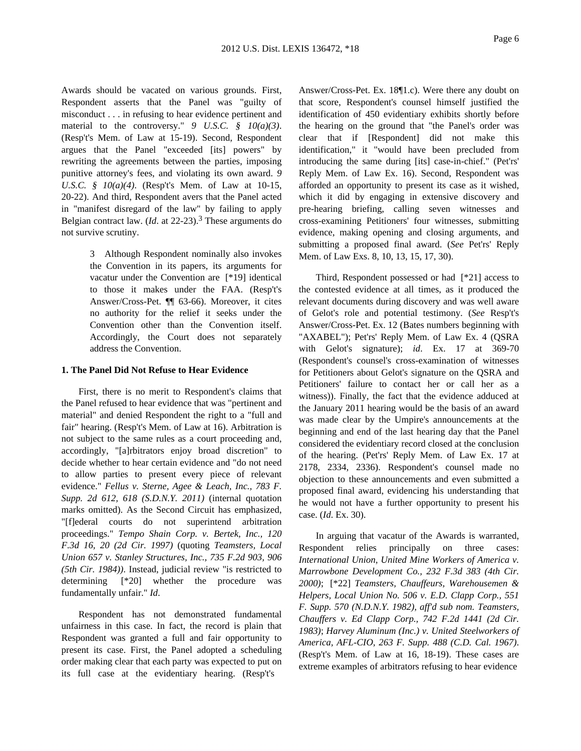Awards should be vacated on various grounds. First, Respondent asserts that the Panel was "guilty of misconduct . . . in refusing to hear evidence pertinent and material to the controversy." *9 U.S.C. § 10(a)(3)*. (Resp't's Mem. of Law at 15-19). Second, Respondent argues that the Panel "exceeded [its] powers" by rewriting the agreements between the parties, imposing punitive attorney's fees, and violating its own award. *9 U.S.C. § 10(a)(4)*. (Resp't's Mem. of Law at 10-15, 20-22). And third, Respondent avers that the Panel acted in "manifest disregard of the law" by failing to apply Belgian contract law. (*Id*. at 22-23).[3] These arguments do not survive scrutiny.

> 3 Although Respondent nominally also invokes the Convention in its papers, its arguments for vacatur under the Convention are [*19] identical to those it makes under the FAA. (Resp't's Answer/Cross-Pet. ¶¶ 63-66). Moreover, it cites no authority for the relief it seeks under the Convention other than the Convention itself. Accordingly, the Court does not separately address the Convention.

**1. The Panel Did Not Refuse to Hear Evidence**

First, there is no merit to Respondent's claims that the Panel refused to hear evidence that was "pertinent and material" and denied Respondent the right to a "full and fair" hearing. (Resp't's Mem. of Law at 16). Arbitration is not subject to the same rules as a court proceeding and, accordingly, "[a]rbitrators enjoy broad discretion" to decide whether to hear certain evidence and "do not need to allow parties to present every piece of relevant evidence." *Fellus v. Sterne, Agee & Leach, Inc., 783 F. Supp. 2d 612, 618 (S.D.N.Y. 2011)* (internal quotation marks omitted). As the Second Circuit has emphasized, "[f]ederal courts do not superintend arbitration proceedings." *Tempo Shain Corp. v. Bertek, Inc., 120 F.3d 16, 20 (2d Cir. 1997)* (quoting *Teamsters, Local Union 657 v. Stanley Structures, Inc., 735 F.2d 903, 906 (5th Cir. 1984))*. Instead, judicial review "is restricted to determining [*20] whether the procedure was fundamentally unfair." *Id*.

Respondent has not demonstrated fundamental unfairness in this case. In fact, the record is plain that Respondent was granted a full and fair opportunity to present its case. First, the Panel adopted a scheduling order making clear that each party was expected to put on its full case at the evidentiary hearing. (Resp't's Answer/Cross-Pet. Ex. 18¶1.c). Were there any doubt on that score, Respondent's counsel himself justified the identification of 450 evidentiary exhibits shortly before the hearing on the ground that "the Panel's order was clear that if [Respondent] did not make this identification," it "would have been precluded from introducing the same during [its] case-in-chief." (Pet'rs' Reply Mem. of Law Ex. 16). Second, Respondent was afforded an opportunity to present its case as it wished, which it did by engaging in extensive discovery and pre-hearing briefing, calling seven witnesses and cross-examining Petitioners' four witnesses, submitting evidence, making opening and closing arguments, and submitting a proposed final award. (*See* Pet'rs' Reply Mem. of Law Exs. 8, 10, 13, 15, 17, 30).

Third, Respondent possessed or had [*21] access to the contested evidence at all times, as it produced the relevant documents during discovery and was well aware of Gelot's role and potential testimony. (*See* Resp't's Answer/Cross-Pet. Ex. 12 (Bates numbers beginning with "AXABEL"); Pet'rs' Reply Mem. of Law Ex. 4 (QSRA with Gelot's signature); *id*. Ex. 17 at 369-70 (Respondent's counsel's cross-examination of witnesses for Petitioners about Gelot's signature on the QSRA and Petitioners' failure to contact her or call her as a witness)). Finally, the fact that the evidence adduced at the January 2011 hearing would be the basis of an award was made clear by the Umpire's announcements at the beginning and end of the last hearing day that the Panel considered the evidentiary record closed at the conclusion of the hearing. (Pet'rs' Reply Mem. of Law Ex. 17 at 2178, 2334, 2336). Respondent's counsel made no objection to these announcements and even submitted a proposed final award, evidencing his understanding that he would not have a further opportunity to present his case. (*Id*. Ex. 30).

In arguing that vacatur of the Awards is warranted, Respondent relies principally on three cases: *International Union, United Mine Workers of America v. Marrowbone Development Co., 232 F.3d 383 (4th Cir. 2000)*; [*22] *Teamsters, Chauffeurs, Warehousemen & Helpers, Local Union No. 506 v. E.D. Clapp Corp., 551 F. Supp. 570 (N.D.N.Y. 1982), aff'd sub nom. Teamsters, Chauffers v. Ed Clapp Corp., 742 F.2d 1441 (2d Cir. 1983)*; *Harvey Aluminum (Inc.) v. United Steelworkers of America, AFL-CIO, 263 F. Supp. 488 (C.D. Cal. 1967)*. (Resp't's Mem. of Law at 16, 18-19). These cases are extreme examples of arbitrators refusing to hear evidence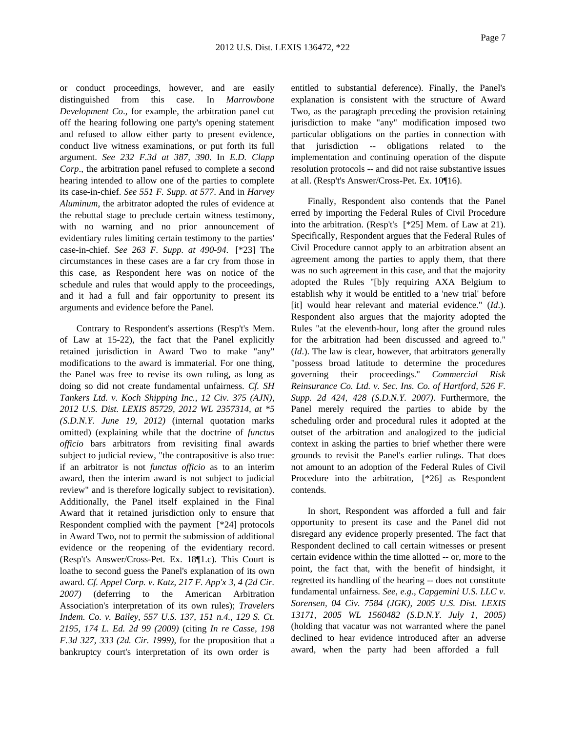or conduct proceedings, however, and are easily distinguished from this case. In *Marrowbone Development Co*., for example, the arbitration panel cut off the hearing following one party's opening statement and refused to allow either party to present evidence, conduct live witness examinations, or put forth its full argument. *See 232 F.3d at 387, 390*. In *E.D. Clapp Corp*., the arbitration panel refused to complete a second hearing intended to allow one of the parties to complete its case-in-chief. *See 551 F. Supp. at 577*. And in *Harvey Aluminum*, the arbitrator adopted the rules of evidence at the rebuttal stage to preclude certain witness testimony, with no warning and no prior announcement of evidentiary rules limiting certain testimony to the parties' case-in-chief. *See 263 F. Supp. at 490-94*. [*23] The circumstances in these cases are a far cry from those in this case, as Respondent here was on notice of the schedule and rules that would apply to the proceedings, and it had a full and fair opportunity to present its arguments and evidence before the Panel.

Contrary to Respondent's assertions (Resp't's Mem. of Law at 15-22), the fact that the Panel explicitly retained jurisdiction in Award Two to make "any" modifications to the award is immaterial. For one thing, the Panel was free to revise its own ruling, as long as doing so did not create fundamental unfairness. *Cf. SH Tankers Ltd. v. Koch Shipping Inc., 12 Civ. 375 (AJN), 2012 U.S. Dist. LEXIS 85729, 2012 WL 2357314, at *5 (S.D.N.Y. June 19, 2012)* (internal quotation marks omitted) (explaining while that the doctrine of *functus officio* bars arbitrators from revisiting final awards subject to judicial review, "the contrapositive is also true: if an arbitrator is not *functus officio* as to an interim award, then the interim award is not subject to judicial review" and is therefore logically subject to revisitation). Additionally, the Panel itself explained in the Final Award that it retained jurisdiction only to ensure that Respondent complied with the payment [*24] protocols in Award Two, not to permit the submission of additional evidence or the reopening of the evidentiary record. (Resp't's Answer/Cross-Pet. Ex. 18¶1.c). This Court is loathe to second guess the Panel's explanation of its own award. *Cf. Appel Corp. v. Katz, 217 F. App'x 3, 4 (2d Cir. 2007)* (deferring to the American Arbitration Association's interpretation of its own rules); *Travelers Indem. Co. v. Bailey, 557 U.S. 137, 151 n.4., 129 S. Ct. 2195, 174 L. Ed. 2d 99 (2009)* (citing *In re Casse, 198 F.3d 327, 333 (2d. Cir. 1999)*, for the proposition that a bankruptcy court's interpretation of its own order is entitled to substantial deference). Finally, the Panel's explanation is consistent with the structure of Award Two, as the paragraph preceding the provision retaining jurisdiction to make "any" modification imposed two particular obligations on the parties in connection with that jurisdiction -- obligations related to the implementation and continuing operation of the dispute resolution protocols -- and did not raise substantive issues at all. (Resp't's Answer/Cross-Pet. Ex. 10¶16).

Finally, Respondent also contends that the Panel erred by importing the Federal Rules of Civil Procedure into the arbitration. (Resp't's [*25] Mem. of Law at 21). Specifically, Respondent argues that the Federal Rules of Civil Procedure cannot apply to an arbitration absent an agreement among the parties to apply them, that there was no such agreement in this case, and that the majority adopted the Rules "[b]y requiring AXA Belgium to establish why it would be entitled to a 'new trial' before [it] would hear relevant and material evidence." (*Id*.). Respondent also argues that the majority adopted the Rules "at the eleventh-hour, long after the ground rules for the arbitration had been discussed and agreed to." (*Id*.). The law is clear, however, that arbitrators generally "possess broad latitude to determine the procedures governing their proceedings." *Commercial Risk Reinsurance Co. Ltd. v. Sec. Ins. Co. of Hartford, 526 F. Supp. 2d 424, 428 (S.D.N.Y. 2007)*. Furthermore, the Panel merely required the parties to abide by the scheduling order and procedural rules it adopted at the outset of the arbitration and analogized to the judicial context in asking the parties to brief whether there were grounds to revisit the Panel's earlier rulings. That does not amount to an adoption of the Federal Rules of Civil Procedure into the arbitration, [*26] as Respondent contends.

In short, Respondent was afforded a full and fair opportunity to present its case and the Panel did not disregard any evidence properly presented. The fact that Respondent declined to call certain witnesses or present certain evidence within the time allotted -- or, more to the point, the fact that, with the benefit of hindsight, it regretted its handling of the hearing -- does not constitute fundamental unfairness. *See, e.g*., *Capgemini U.S. LLC v. Sorensen, 04 Civ. 7584 (JGK), 2005 U.S. Dist. LEXIS 13171, 2005 WL 1560482 (S.D.N.Y. July 1, 2005)* (holding that vacatur was not warranted where the panel declined to hear evidence introduced after an adverse award, when the party had been afforded a full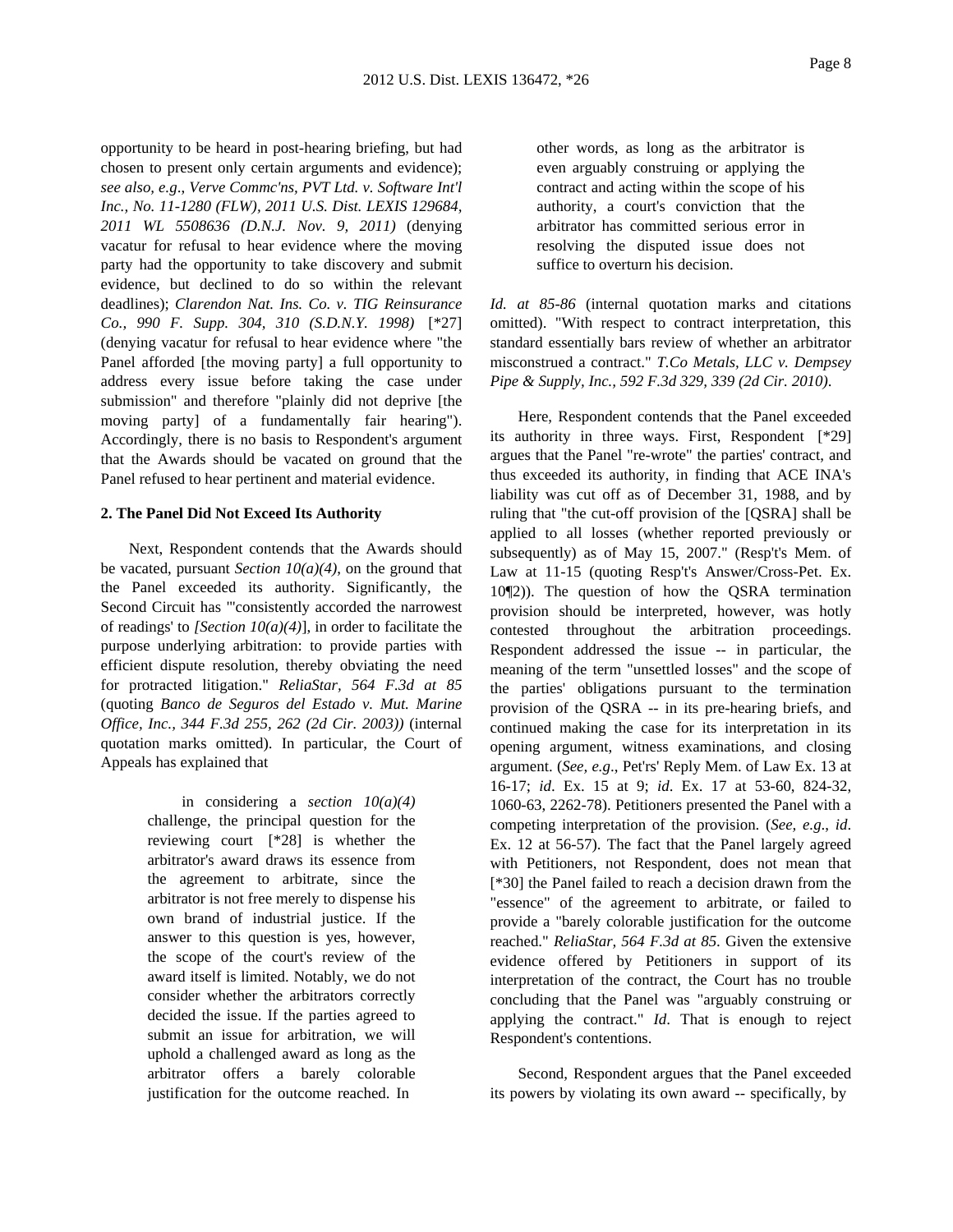opportunity to be heard in post-hearing briefing, but had chosen to present only certain arguments and evidence); *see also, e.g*., *Verve Commc'ns, PVT Ltd. v. Software Int'l Inc., No. 11-1280 (FLW), 2011 U.S. Dist. LEXIS 129684, 2011 WL 5508636 (D.N.J. Nov. 9, 2011)* (denying vacatur for refusal to hear evidence where the moving party had the opportunity to take discovery and submit evidence, but declined to do so within the relevant deadlines); *Clarendon Nat. Ins. Co. v. TIG Reinsurance Co., 990 F. Supp. 304, 310 (S.D.N.Y. 1998)* [*27] (denying vacatur for refusal to hear evidence where "the Panel afforded [the moving party] a full opportunity to address every issue before taking the case under submission" and therefore "plainly did not deprive [the moving party] of a fundamentally fair hearing"). Accordingly, there is no basis to Respondent's argument that the Awards should be vacated on ground that the Panel refused to hear pertinent and material evidence.

**2. The Panel Did Not Exceed Its Authority**

Next, Respondent contends that the Awards should be vacated, pursuant *Section 10(a)(4)*, on the ground that the Panel exceeded its authority. Significantly, the Second Circuit has "'consistently accorded the narrowest of readings' to *[Section 10(a)(4)]*, in order to facilitate the purpose underlying arbitration: to provide parties with efficient dispute resolution, thereby obviating the need for protracted litigation." *ReliaStar, 564 F.3d at 85* (quoting *Banco de Seguros del Estado v. Mut. Marine Office, Inc., 344 F.3d 255, 262 (2d Cir. 2003))* (internal quotation marks omitted). In particular, the Court of Appeals has explained that

> in considering a *section 10(a)(4)* challenge, the principal question for the reviewing court [*28] is whether the arbitrator's award draws its essence from the agreement to arbitrate, since the arbitrator is not free merely to dispense his own brand of industrial justice. If the answer to this question is yes, however, the scope of the court's review of the award itself is limited. Notably, we do not consider whether the arbitrators correctly decided the issue. If the parties agreed to submit an issue for arbitration, we will uphold a challenged award as long as the arbitrator offers a barely colorable justification for the outcome reached. In other words, as long as the arbitrator is even arguably construing or applying the contract and acting within the scope of his authority, a court's conviction that the arbitrator has committed serious error in resolving the disputed issue does not suffice to overturn his decision.

*Id. at 85-86* (internal quotation marks and citations omitted). "With respect to contract interpretation, this standard essentially bars review of whether an arbitrator misconstrued a contract." *T.Co Metals, LLC v. Dempsey Pipe & Supply, Inc., 592 F.3d 329, 339 (2d Cir. 2010)*.

Here, Respondent contends that the Panel exceeded its authority in three ways. First, Respondent [*29] argues that the Panel "re-wrote" the parties' contract, and thus exceeded its authority, in finding that ACE INA's liability was cut off as of December 31, 1988, and by ruling that "the cut-off provision of the [QSRA] shall be applied to all losses (whether reported previously or subsequently) as of May 15, 2007." (Resp't's Mem. of Law at 11-15 (quoting Resp't's Answer/Cross-Pet. Ex. 10¶2)). The question of how the QSRA termination provision should be interpreted, however, was hotly contested throughout the arbitration proceedings. Respondent addressed the issue -- in particular, the meaning of the term "unsettled losses" and the scope of the parties' obligations pursuant to the termination provision of the QSRA -- in its pre-hearing briefs, and continued making the case for its interpretation in its opening argument, witness examinations, and closing argument. (*See, e.g*., Pet'rs' Reply Mem. of Law Ex. 13 at 16-17; *id*. Ex. 15 at 9; *id*. Ex. 17 at 53-60, 824-32, 1060-63, 2262-78). Petitioners presented the Panel with a competing interpretation of the provision. (*See, e.g*., *id*. Ex. 12 at 56-57). The fact that the Panel largely agreed with Petitioners, not Respondent, does not mean that [*30] the Panel failed to reach a decision drawn from the "essence" of the agreement to arbitrate, or failed to provide a "barely colorable justification for the outcome reached." *ReliaStar, 564 F.3d at 85*. Given the extensive evidence offered by Petitioners in support of its interpretation of the contract, the Court has no trouble concluding that the Panel was "arguably construing or applying the contract." *Id*. That is enough to reject Respondent's contentions.

Second, Respondent argues that the Panel exceeded its powers by violating its own award -- specifically, by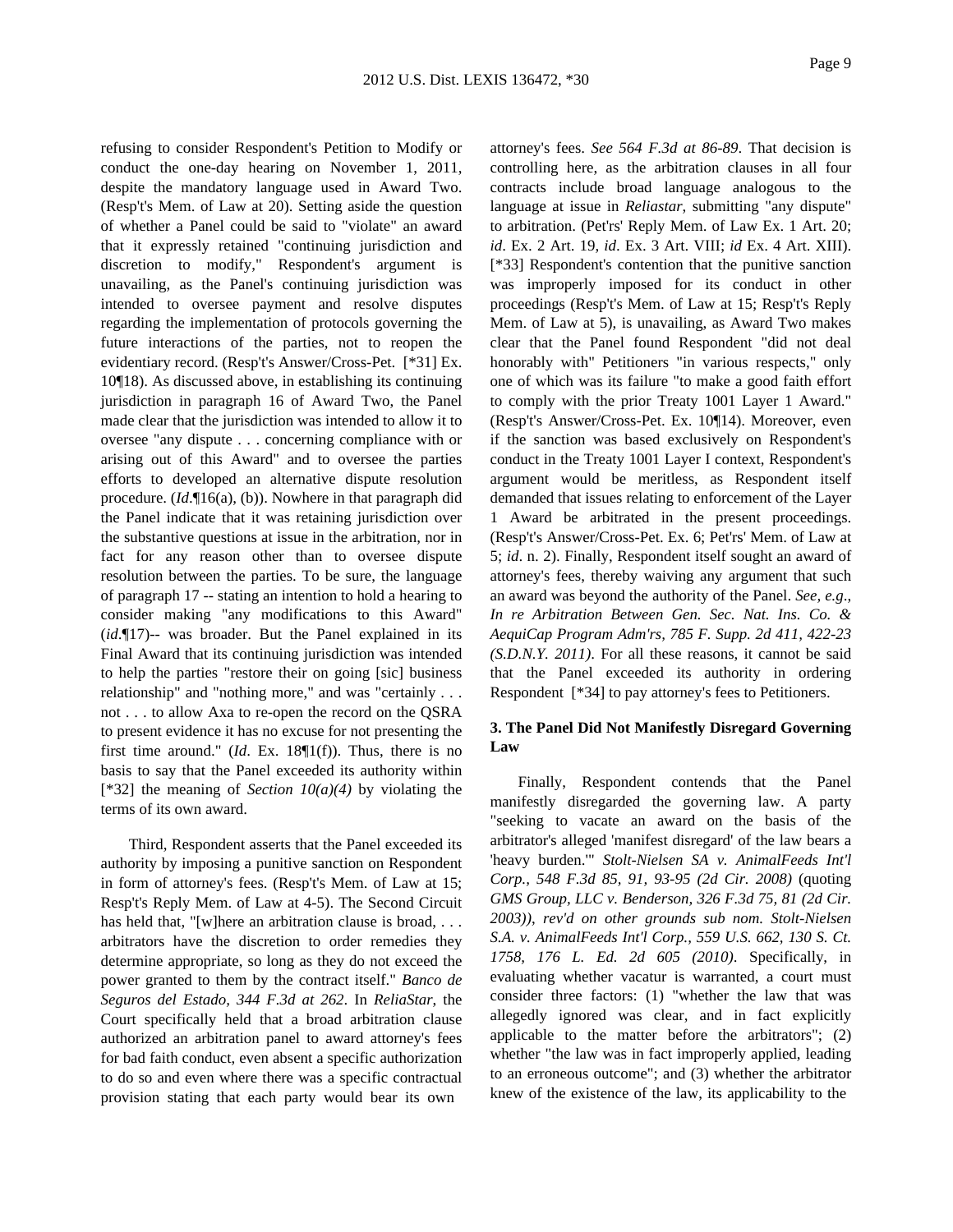refusing to consider Respondent's Petition to Modify or conduct the one-day hearing on November 1, 2011, despite the mandatory language used in Award Two. (Resp't's Mem. of Law at 20). Setting aside the question of whether a Panel could be said to "violate" an award that it expressly retained "continuing jurisdiction and discretion to modify," Respondent's argument is unavailing, as the Panel's continuing jurisdiction was intended to oversee payment and resolve disputes regarding the implementation of protocols governing the future interactions of the parties, not to reopen the evidentiary record. (Resp't's Answer/Cross-Pet. [*31] Ex. 10¶18). As discussed above, in establishing its continuing jurisdiction in paragraph 16 of Award Two, the Panel made clear that the jurisdiction was intended to allow it to oversee "any dispute . . . concerning compliance with or arising out of this Award" and to oversee the parties efforts to developed an alternative dispute resolution procedure. (*Id*.¶16(a), (b)). Nowhere in that paragraph did the Panel indicate that it was retaining jurisdiction over the substantive questions at issue in the arbitration, nor in fact for any reason other than to oversee dispute resolution between the parties. To be sure, the language of paragraph 17 -- stating an intention to hold a hearing to consider making "any modifications to this Award" (*id*.¶17)-- was broader. But the Panel explained in its Final Award that its continuing jurisdiction was intended to help the parties "restore their on going [sic] business relationship" and "nothing more," and was "certainly . . . not . . . to allow Axa to re-open the record on the QSRA to present evidence it has no excuse for not presenting the first time around." (*Id*. Ex. 18¶1(f)). Thus, there is no basis to say that the Panel exceeded its authority within [*32] the meaning of *Section 10(a)(4)* by violating the terms of its own award.

Third, Respondent asserts that the Panel exceeded its authority by imposing a punitive sanction on Respondent in form of attorney's fees. (Resp't's Mem. of Law at 15; Resp't's Reply Mem. of Law at 4-5). The Second Circuit has held that, "[w]here an arbitration clause is broad, . . . arbitrators have the discretion to order remedies they determine appropriate, so long as they do not exceed the power granted to them by the contract itself." *Banco de Seguros del Estado, 344 F.3d at 262*. In *ReliaStar*, the Court specifically held that a broad arbitration clause authorized an arbitration panel to award attorney's fees for bad faith conduct, even absent a specific authorization to do so and even where there was a specific contractual provision stating that each party would bear its own attorney's fees. *See 564 F.3d at 86-89*. That decision is controlling here, as the arbitration clauses in all four contracts include broad language analogous to the language at issue in *Reliastar*, submitting "any dispute" to arbitration. (Pet'rs' Reply Mem. of Law Ex. 1 Art. 20; *id*. Ex. 2 Art. 19, *id*. Ex. 3 Art. VIII; *id* Ex. 4 Art. XIII). [*33] Respondent's contention that the punitive sanction was improperly imposed for its conduct in other proceedings (Resp't's Mem. of Law at 15; Resp't's Reply Mem. of Law at 5), is unavailing, as Award Two makes clear that the Panel found Respondent "did not deal honorably with" Petitioners "in various respects," only one of which was its failure "to make a good faith effort to comply with the prior Treaty 1001 Layer 1 Award." (Resp't's Answer/Cross-Pet. Ex. 10¶14). Moreover, even if the sanction was based exclusively on Respondent's conduct in the Treaty 1001 Layer I context, Respondent's argument would be meritless, as Respondent itself demanded that issues relating to enforcement of the Layer 1 Award be arbitrated in the present proceedings. (Resp't's Answer/Cross-Pet. Ex. 6; Pet'rs' Mem. of Law at 5; *id*. n. 2). Finally, Respondent itself sought an award of attorney's fees, thereby waiving any argument that such an award was beyond the authority of the Panel. *See, e.g., In re Arbitration Between Gen. Sec. Nat. Ins. Co. & AequiCap Program Adm'rs, 785 F. Supp. 2d 411, 422-23 (S.D.N.Y. 2011)*. For all these reasons, it cannot be said that the Panel exceeded its authority in ordering Respondent [*34] to pay attorney's fees to Petitioners.

### 3. The Panel Did Not Manifestly Disregard Governing Law

Finally, Respondent contends that the Panel manifestly disregarded the governing law. A party "seeking to vacate an award on the basis of the arbitrator's alleged 'manifest disregard' of the law bears a 'heavy burden.'" *Stolt-Nielsen SA v. AnimalFeeds Int'l Corp., 548 F.3d 85, 91, 93-95 (2d Cir. 2008)* (quoting *GMS Group, LLC v. Benderson, 326 F.3d 75, 81 (2d Cir. 2003)*), *rev'd on other grounds sub nom. Stolt-Nielsen S.A. v. AnimalFeeds Int'l Corp., 559 U.S. 662, 130 S. Ct. 1758, 176 L. Ed. 2d 605 (2010)*. Specifically, in evaluating whether vacatur is warranted, a court must consider three factors: (1) "whether the law that was allegedly ignored was clear, and in fact explicitly applicable to the matter before the arbitrators"; (2) whether "the law was in fact improperly applied, leading to an erroneous outcome"; and (3) whether the arbitrator knew of the existence of the law, its applicability to the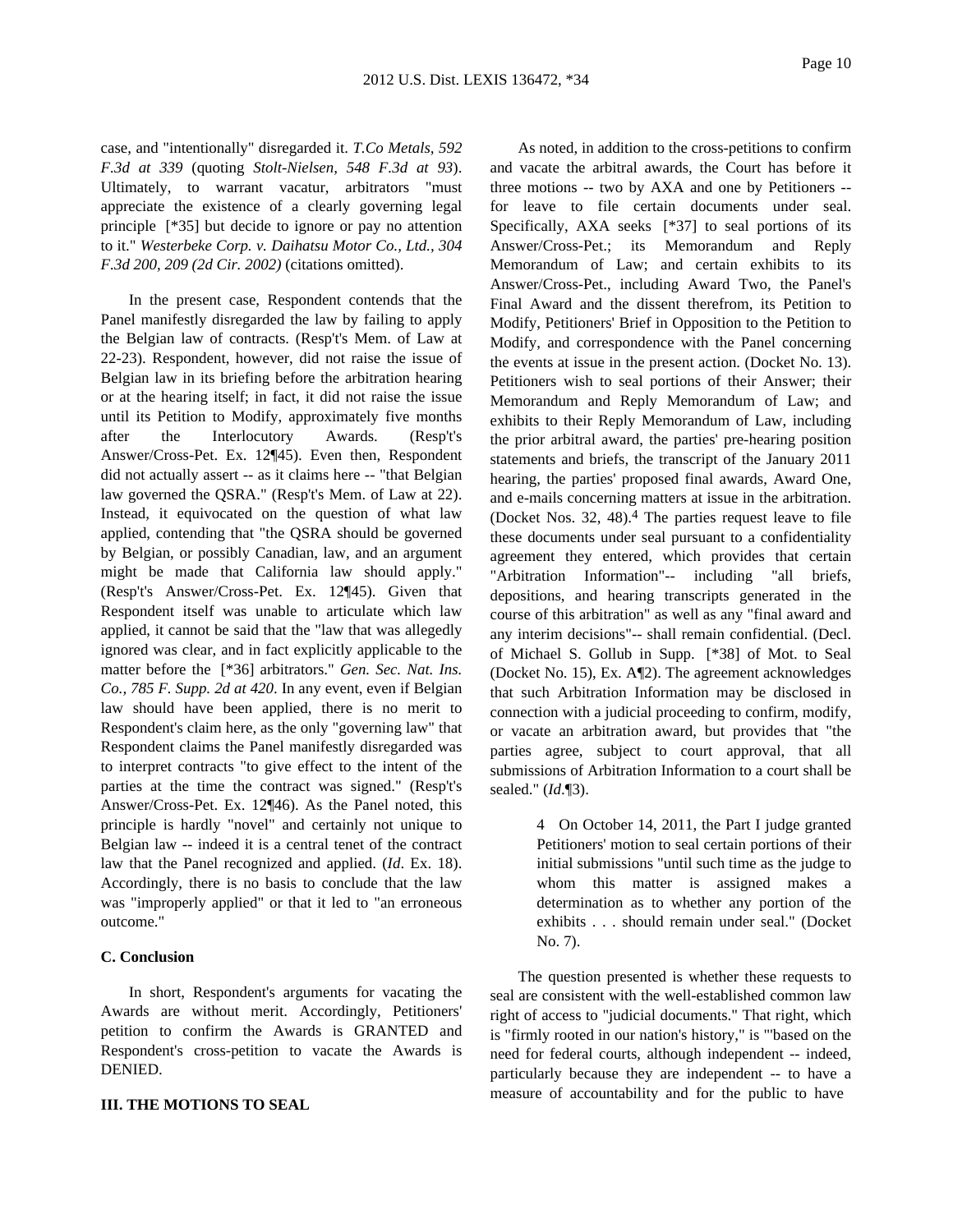case, and "intentionally" disregarded it. *T.Co Metals, 592 F.3d at 339* (quoting *Stolt-Nielsen, 548 F.3d at 93*). Ultimately, to warrant vacatur, arbitrators "must appreciate the existence of a clearly governing legal principle [*35] but decide to ignore or pay no attention to it." *Westerbeke Corp. v. Daihatsu Motor Co., Ltd., 304 F.3d 200, 209 (2d Cir. 2002)* (citations omitted).

In the present case, Respondent contends that the Panel manifestly disregarded the law by failing to apply the Belgian law of contracts. (Resp't's Mem. of Law at 22-23). Respondent, however, did not raise the issue of Belgian law in its briefing before the arbitration hearing or at the hearing itself; in fact, it did not raise the issue until its Petition to Modify, approximately five months after the Interlocutory Awards. (Resp't's Answer/Cross-Pet. Ex. 12¶45). Even then, Respondent did not actually assert -- as it claims here -- "that Belgian law governed the QSRA." (Resp't's Mem. of Law at 22). Instead, it equivocated on the question of what law applied, contending that "the QSRA should be governed by Belgian, or possibly Canadian, law, and an argument might be made that California law should apply." (Resp't's Answer/Cross-Pet. Ex. 12¶45). Given that Respondent itself was unable to articulate which law applied, it cannot be said that the "law that was allegedly ignored was clear, and in fact explicitly applicable to the matter before the [*36] arbitrators." *Gen. Sec. Nat. Ins. Co., 785 F. Supp. 2d at 420*. In any event, even if Belgian law should have been applied, there is no merit to Respondent's claim here, as the only "governing law" that Respondent claims the Panel manifestly disregarded was to interpret contracts "to give effect to the intent of the parties at the time the contract was signed." (Resp't's Answer/Cross-Pet. Ex. 12¶46). As the Panel noted, this principle is hardly "novel" and certainly not unique to Belgian law -- indeed it is a central tenet of the contract law that the Panel recognized and applied. (*Id*. Ex. 18). Accordingly, there is no basis to conclude that the law was "improperly applied" or that it led to "an erroneous outcome."

**C. Conclusion**

In short, Respondent's arguments for vacating the Awards are without merit. Accordingly, Petitioners' petition to confirm the Awards is GRANTED and Respondent's cross-petition to vacate the Awards is DENIED.

**III. THE MOTIONS TO SEAL**

As noted, in addition to the cross-petitions to confirm and vacate the arbitral awards, the Court has before it three motions -- two by AXA and one by Petitioners -- for leave to file certain documents under seal. Specifically, AXA seeks [*37] to seal portions of its Answer/Cross-Pet.; its Memorandum and Reply Memorandum of Law; and certain exhibits to its Answer/Cross-Pet., including Award Two, the Panel's Final Award and the dissent therefrom, its Petition to Modify, Petitioners' Brief in Opposition to the Petition to Modify, and correspondence with the Panel concerning the events at issue in the present action. (Docket No. 13). Petitioners wish to seal portions of their Answer; their Memorandum and Reply Memorandum of Law; and exhibits to their Reply Memorandum of Law, including the prior arbitral award, the parties' pre-hearing position statements and briefs, the transcript of the January 2011 hearing, the parties' proposed final awards, Award One, and e-mails concerning matters at issue in the arbitration. (Docket Nos. 32, 48).[4] The parties request leave to file these documents under seal pursuant to a confidentiality agreement they entered, which provides that certain "Arbitration Information"-- including "all briefs, depositions, and hearing transcripts generated in the course of this arbitration" as well as any "final award and any interim decisions"-- shall remain confidential. (Decl. of Michael S. Gollub in Supp. [*38] of Mot. to Seal (Docket No. 15), Ex. A¶2). The agreement acknowledges that such Arbitration Information may be disclosed in connection with a judicial proceeding to confirm, modify, or vacate an arbitration award, but provides that "the parties agree, subject to court approval, that all submissions of Arbitration Information to a court shall be sealed." (*Id*.¶3).

> 4 On October 14, 2011, the Part I judge granted Petitioners' motion to seal certain portions of their initial submissions "until such time as the judge to whom this matter is assigned makes a determination as to whether any portion of the exhibits . . . should remain under seal." (Docket No. 7).

The question presented is whether these requests to seal are consistent with the well-established common law right of access to "judicial documents." That right, which is "firmly rooted in our nation's history," is "'based on the need for federal courts, although independent -- indeed, particularly because they are independent -- to have a measure of accountability and for the public to have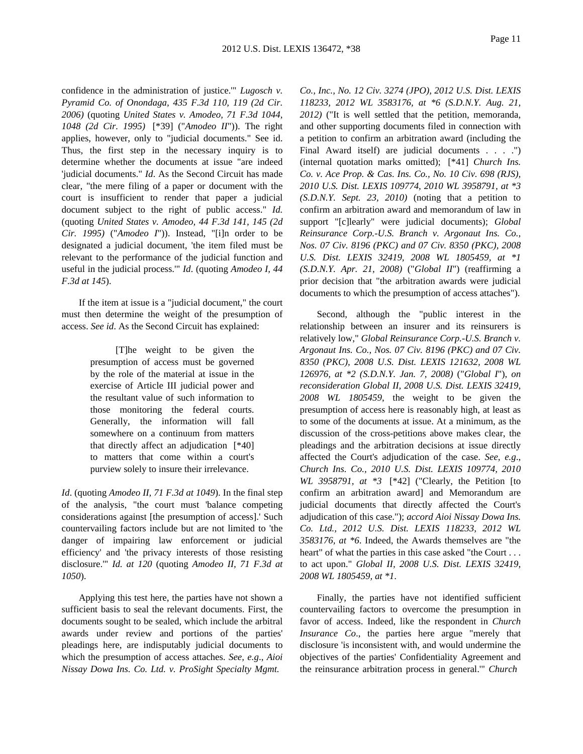confidence in the administration of justice.'" *Lugosch v. Pyramid Co. of Onondaga, 435 F.3d 110, 119 (2d Cir. 2006)* (quoting *United States v. Amodeo, 71 F.3d 1044, 1048 (2d Cir. 1995)* [*39] ("*Amodeo II*")). The right applies, however, only to "judicial documents." See id. Thus, the first step in the necessary inquiry is to determine whether the documents at issue "are indeed 'judicial documents." *Id*. As the Second Circuit has made clear, "the mere filing of a paper or document with the court is insufficient to render that paper a judicial document subject to the right of public access." *Id.* (quoting *United States v. Amodeo, 44 F.3d 141, 145 (2d Cir. 1995)* ("*Amodeo I*")). Instead, "[i]n order to be designated a judicial document, 'the item filed must be relevant to the performance of the judicial function and useful in the judicial process.'" *Id*. (quoting *Amodeo I, 44 F.3d at 145*).

If the item at issue is a "judicial document," the court must then determine the weight of the presumption of access. *See id*. As the Second Circuit has explained:

> [T]he weight to be given the presumption of access must be governed by the role of the material at issue in the exercise of Article III judicial power and the resultant value of such information to those monitoring the federal courts. Generally, the information will fall somewhere on a continuum from matters that directly affect an adjudication [*40] to matters that come within a court's purview solely to insure their irrelevance.

*Id*. (quoting *Amodeo II, 71 F.3d at 1049*). In the final step of the analysis, "the court must 'balance competing considerations against [the presumption of access].' Such countervailing factors include but are not limited to 'the danger of impairing law enforcement or judicial efficiency' and 'the privacy interests of those resisting disclosure.'" *Id. at 120* (quoting *Amodeo II, 71 F.3d at 1050*).

Applying this test here, the parties have not shown a sufficient basis to seal the relevant documents. First, the documents sought to be sealed, which include the arbitral awards under review and portions of the parties' pleadings here, are indisputably judicial documents to which the presumption of access attaches. *See, e.g*., *Aioi Nissay Dowa Ins. Co. Ltd. v. ProSight Specialty Mgmt. Co., Inc., No. 12 Civ. 3274 (JPO), 2012 U.S. Dist. LEXIS 118233, 2012 WL 3583176, at *6 (S.D.N.Y. Aug. 21, 2012)* ("It is well settled that the petition, memoranda, and other supporting documents filed in connection with a petition to confirm an arbitration award (including the Final Award itself) are judicial documents . . . .") (internal quotation marks omitted); [*41] *Church Ins. Co. v. Ace Prop. & Cas. Ins. Co., No. 10 Civ. 698 (RJS), 2010 U.S. Dist. LEXIS 109774, 2010 WL 3958791, at *3 (S.D.N.Y. Sept. 23, 2010)* (noting that a petition to confirm an arbitration award and memorandum of law in support "[c]learly" were judicial documents); *Global Reinsurance Corp.-U.S. Branch v. Argonaut Ins. Co., Nos. 07 Civ. 8196 (PKC) and 07 Civ. 8350 (PKC), 2008 U.S. Dist. LEXIS 32419, 2008 WL 1805459, at *1 (S.D.N.Y. Apr. 21, 2008)* ("*Global II*") (reaffirming a prior decision that "the arbitration awards were judicial documents to which the presumption of access attaches").

Second, although the "public interest in the relationship between an insurer and its reinsurers is relatively low," *Global Reinsurance Corp.-U.S. Branch v. Argonaut Ins. Co., Nos. 07 Civ. 8196 (PKC) and 07 Civ. 8350 (PKC), 2008 U.S. Dist. LEXIS 121632, 2008 WL 126976, at *2 (S.D.N.Y. Jan. 7, 2008)* ("*Global I*"), *on reconsideration Global II, 2008 U.S. Dist. LEXIS 32419, 2008 WL 1805459*, the weight to be given the presumption of access here is reasonably high, at least as to some of the documents at issue. At a minimum, as the discussion of the cross-petitions above makes clear, the pleadings and the arbitration decisions at issue directly affected the Court's adjudication of the case. *See, e.g*., *Church Ins. Co., 2010 U.S. Dist. LEXIS 109774, 2010 WL 3958791, at *3* [*42] ("Clearly, the Petition [to confirm an arbitration award] and Memorandum are judicial documents that directly affected the Court's adjudication of this case."); *accord Aioi Nissay Dowa Ins. Co. Ltd., 2012 U.S. Dist. LEXIS 118233, 2012 WL 3583176, at *6*. Indeed, the Awards themselves are "the heart" of what the parties in this case asked "the Court . . . to act upon." *Global II, 2008 U.S. Dist. LEXIS 32419, 2008 WL 1805459, at *1*.

Finally, the parties have not identified sufficient countervailing factors to overcome the presumption in favor of access. Indeed, like the respondent in *Church Insurance Co*., the parties here argue "merely that disclosure 'is inconsistent with, and would undermine the objectives of the parties' Confidentiality Agreement and the reinsurance arbitration process in general.'" *Church*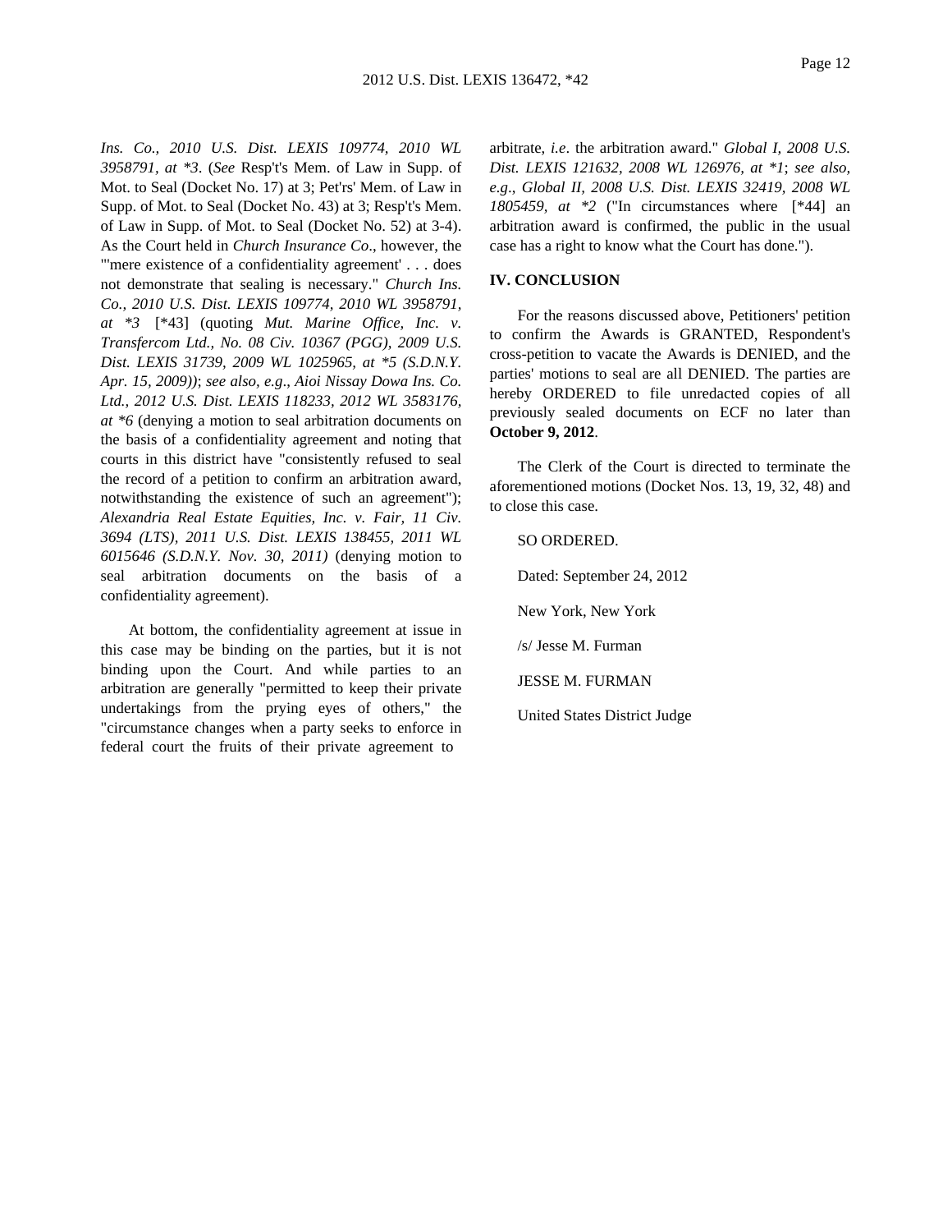*Ins. Co., 2010 U.S. Dist. LEXIS 109774, 2010 WL 3958791, at *3*. (*See* Resp't's Mem. of Law in Supp. of Mot. to Seal (Docket No. 17) at 3; Pet'rs' Mem. of Law in Supp. of Mot. to Seal (Docket No. 43) at 3; Resp't's Mem. of Law in Supp. of Mot. to Seal (Docket No. 52) at 3-4). As the Court held in *Church Insurance Co*., however, the "'mere existence of a confidentiality agreement' . . . does not demonstrate that sealing is necessary." *Church Ins. Co., 2010 U.S. Dist. LEXIS 109774, 2010 WL 3958791, at *3* [*43] (quoting *Mut. Marine Office, Inc. v. Transfercom Ltd., No. 08 Civ. 10367 (PGG), 2009 U.S. Dist. LEXIS 31739, 2009 WL 1025965, at *5 (S.D.N.Y. Apr. 15, 2009))*; *see also, e.g., Aioi Nissay Dowa Ins. Co. Ltd., 2012 U.S. Dist. LEXIS 118233, 2012 WL 3583176, at *6* (denying a motion to seal arbitration documents on the basis of a confidentiality agreement and noting that courts in this district have "consistently refused to seal the record of a petition to confirm an arbitration award, notwithstanding the existence of such an agreement"); *Alexandria Real Estate Equities, Inc. v. Fair, 11 Civ. 3694 (LTS), 2011 U.S. Dist. LEXIS 138455, 2011 WL 6015646 (S.D.N.Y. Nov. 30, 2011)* (denying motion to seal arbitration documents on the basis of a confidentiality agreement).

At bottom, the confidentiality agreement at issue in this case may be binding on the parties, but it is not binding upon the Court. And while parties to an arbitration are generally "permitted to keep their private undertakings from the prying eyes of others," the "circumstance changes when a party seeks to enforce in federal court the fruits of their private agreement to arbitrate, *i.e*. the arbitration award." *Global I, 2008 U.S. Dist. LEXIS 121632, 2008 WL 126976, at *1*; *see also, e.g., Global II, 2008 U.S. Dist. LEXIS 32419, 2008 WL 1805459, at *2* ("In circumstances where [*44] an arbitration award is confirmed, the public in the usual case has a right to know what the Court has done.").

## IV. CONCLUSION

For the reasons discussed above, Petitioners' petition to confirm the Awards is GRANTED, Respondent's cross-petition to vacate the Awards is DENIED, and the parties' motions to seal are all DENIED. The parties are hereby ORDERED to file unredacted copies of all previously sealed documents on ECF no later than **October 9, 2012**.

The Clerk of the Court is directed to terminate the aforementioned motions (Docket Nos. 13, 19, 32, 48) and to close this case.

SO ORDERED.

Dated: September 24, 2012

New York, New York

/s/ Jesse M. Furman

JESSE M. FURMAN

United States District Judge